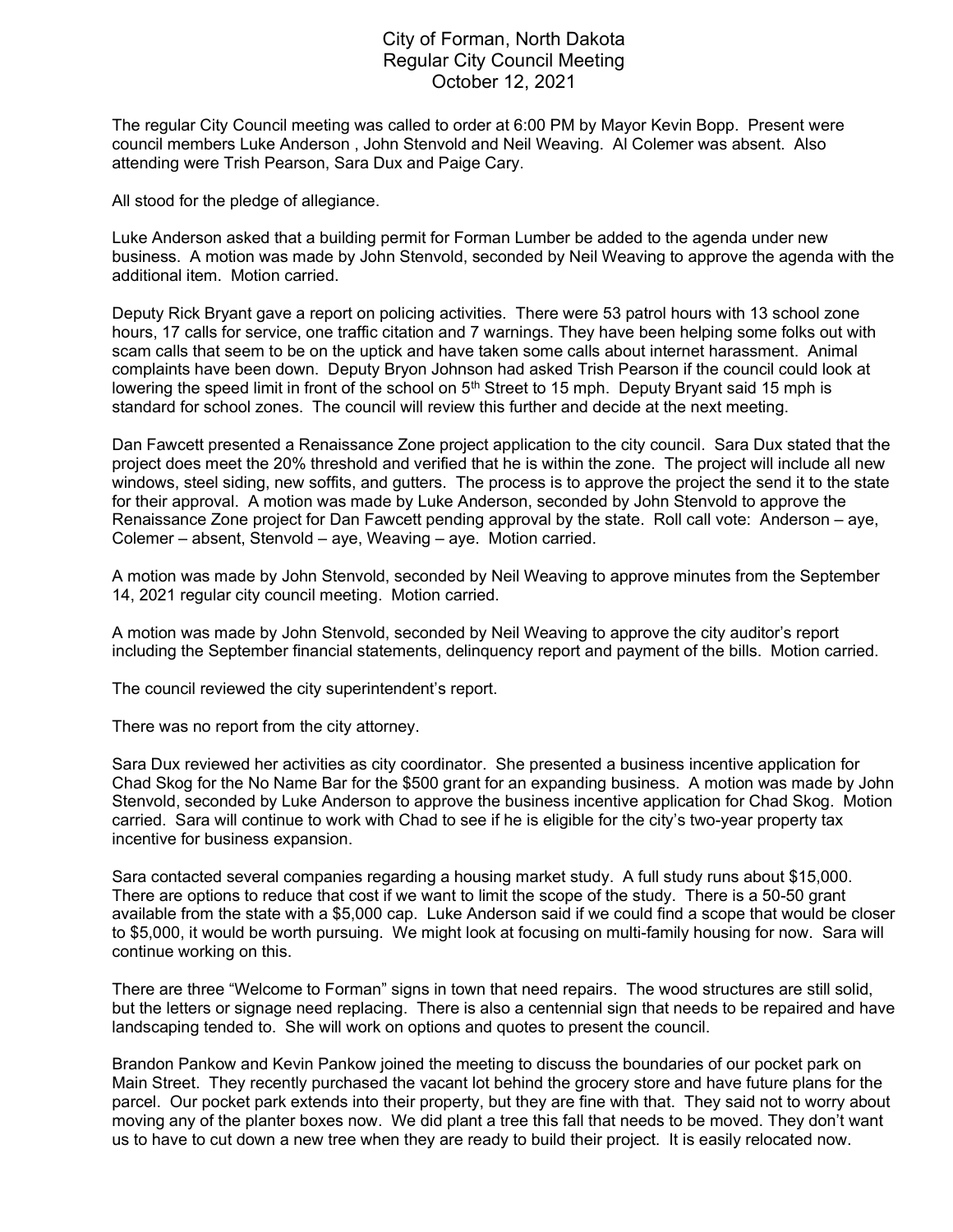# City of Forman, North Dakota
## Regular City Council Meeting
## October 12, 2021

The regular City Council meeting was called to order at 6:00 PM by Mayor Kevin Bopp. Present were council members Luke Anderson , John Stenvold and Neil Weaving. Al Colemer was absent. Also attending were Trish Pearson, Sara Dux and Paige Cary.

All stood for the pledge of allegiance.

Luke Anderson asked that a building permit for Forman Lumber be added to the agenda under new business. A motion was made by John Stenvold, seconded by Neil Weaving to approve the agenda with the additional item. Motion carried.

Deputy Rick Bryant gave a report on policing activities. There were 53 patrol hours with 13 school zone hours, 17 calls for service, one traffic citation and 7 warnings. They have been helping some folks out with scam calls that seem to be on the uptick and have taken some calls about internet harassment. Animal complaints have been down. Deputy Bryon Johnson had asked Trish Pearson if the council could look at lowering the speed limit in front of the school on 5th Street to 15 mph. Deputy Bryant said 15 mph is standard for school zones. The council will review this further and decide at the next meeting.

Dan Fawcett presented a Renaissance Zone project application to the city council. Sara Dux stated that the project does meet the 20% threshold and verified that he is within the zone. The project will include all new windows, steel siding, new soffits, and gutters. The process is to approve the project the send it to the state for their approval. A motion was made by Luke Anderson, seconded by John Stenvold to approve the Renaissance Zone project for Dan Fawcett pending approval by the state. Roll call vote: Anderson – aye, Colemer – absent, Stenvold – aye, Weaving – aye. Motion carried.

A motion was made by John Stenvold, seconded by Neil Weaving to approve minutes from the September 14, 2021 regular city council meeting. Motion carried.

A motion was made by John Stenvold, seconded by Neil Weaving to approve the city auditor's report including the September financial statements, delinquency report and payment of the bills. Motion carried.

The council reviewed the city superintendent's report.

There was no report from the city attorney.

Sara Dux reviewed her activities as city coordinator. She presented a business incentive application for Chad Skog for the No Name Bar for the $500 grant for an expanding business. A motion was made by John Stenvold, seconded by Luke Anderson to approve the business incentive application for Chad Skog. Motion carried. Sara will continue to work with Chad to see if he is eligible for the city's two-year property tax incentive for business expansion.

Sara contacted several companies regarding a housing market study. A full study runs about $15,000. There are options to reduce that cost if we want to limit the scope of the study. There is a 50-50 grant available from the state with a $5,000 cap. Luke Anderson said if we could find a scope that would be closer to $5,000, it would be worth pursuing. We might look at focusing on multi-family housing for now. Sara will continue working on this.

There are three "Welcome to Forman" signs in town that need repairs. The wood structures are still solid, but the letters or signage need replacing. There is also a centennial sign that needs to be repaired and have landscaping tended to. She will work on options and quotes to present the council.

Brandon Pankow and Kevin Pankow joined the meeting to discuss the boundaries of our pocket park on Main Street. They recently purchased the vacant lot behind the grocery store and have future plans for the parcel. Our pocket park extends into their property, but they are fine with that. They said not to worry about moving any of the planter boxes now. We did plant a tree this fall that needs to be moved. They don't want us to have to cut down a new tree when they are ready to build their project. It is easily relocated now.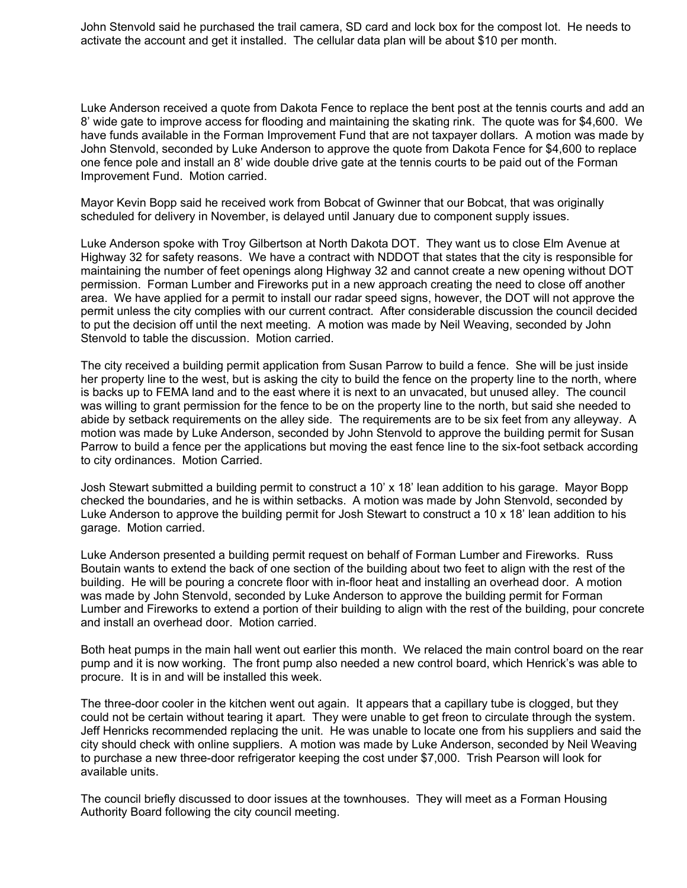John Stenvold said he purchased the trail camera, SD card and lock box for the compost lot. He needs to activate the account and get it installed. The cellular data plan will be about $10 per month.

Luke Anderson received a quote from Dakota Fence to replace the bent post at the tennis courts and add an 8' wide gate to improve access for flooding and maintaining the skating rink. The quote was for $4,600. We have funds available in the Forman Improvement Fund that are not taxpayer dollars. A motion was made by John Stenvold, seconded by Luke Anderson to approve the quote from Dakota Fence for $4,600 to replace one fence pole and install an 8' wide double drive gate at the tennis courts to be paid out of the Forman Improvement Fund. Motion carried.

Mayor Kevin Bopp said he received work from Bobcat of Gwinner that our Bobcat, that was originally scheduled for delivery in November, is delayed until January due to component supply issues.

Luke Anderson spoke with Troy Gilbertson at North Dakota DOT. They want us to close Elm Avenue at Highway 32 for safety reasons. We have a contract with NDDOT that states that the city is responsible for maintaining the number of feet openings along Highway 32 and cannot create a new opening without DOT permission. Forman Lumber and Fireworks put in a new approach creating the need to close off another area. We have applied for a permit to install our radar speed signs, however, the DOT will not approve the permit unless the city complies with our current contract. After considerable discussion the council decided to put the decision off until the next meeting. A motion was made by Neil Weaving, seconded by John Stenvold to table the discussion. Motion carried.

The city received a building permit application from Susan Parrow to build a fence. She will be just inside her property line to the west, but is asking the city to build the fence on the property line to the north, where is backs up to FEMA land and to the east where it is next to an unvacated, but unused alley. The council was willing to grant permission for the fence to be on the property line to the north, but said she needed to abide by setback requirements on the alley side. The requirements are to be six feet from any alleyway. A motion was made by Luke Anderson, seconded by John Stenvold to approve the building permit for Susan Parrow to build a fence per the applications but moving the east fence line to the six-foot setback according to city ordinances. Motion Carried.

Josh Stewart submitted a building permit to construct a 10' x 18' lean addition to his garage. Mayor Bopp checked the boundaries, and he is within setbacks. A motion was made by John Stenvold, seconded by Luke Anderson to approve the building permit for Josh Stewart to construct a 10 x 18' lean addition to his garage. Motion carried.

Luke Anderson presented a building permit request on behalf of Forman Lumber and Fireworks. Russ Boutain wants to extend the back of one section of the building about two feet to align with the rest of the building. He will be pouring a concrete floor with in-floor heat and installing an overhead door. A motion was made by John Stenvold, seconded by Luke Anderson to approve the building permit for Forman Lumber and Fireworks to extend a portion of their building to align with the rest of the building, pour concrete and install an overhead door. Motion carried.

Both heat pumps in the main hall went out earlier this month. We relaced the main control board on the rear pump and it is now working. The front pump also needed a new control board, which Henrick's was able to procure. It is in and will be installed this week.

The three-door cooler in the kitchen went out again. It appears that a capillary tube is clogged, but they could not be certain without tearing it apart. They were unable to get freon to circulate through the system. Jeff Henricks recommended replacing the unit. He was unable to locate one from his suppliers and said the city should check with online suppliers. A motion was made by Luke Anderson, seconded by Neil Weaving to purchase a new three-door refrigerator keeping the cost under $7,000. Trish Pearson will look for available units.

The council briefly discussed to door issues at the townhouses. They will meet as a Forman Housing Authority Board following the city council meeting.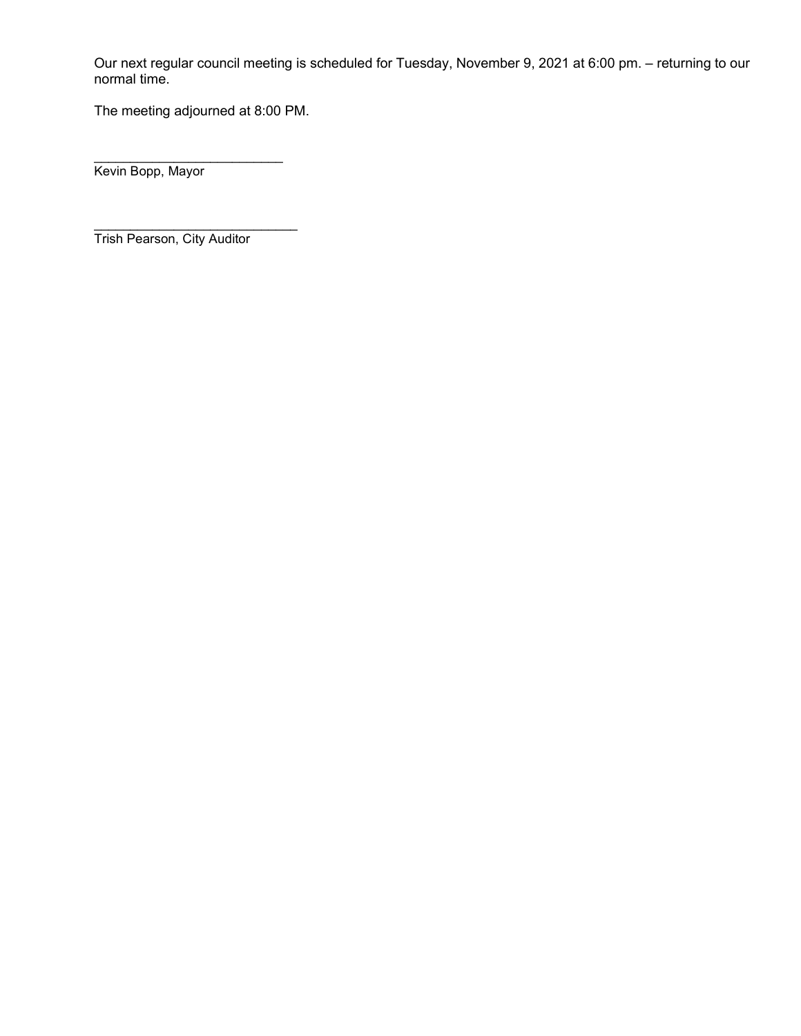Our next regular council meeting is scheduled for Tuesday, November 9, 2021 at 6:00 pm. – returning to our normal time.

The meeting adjourned at 8:00 PM.

___________________________
Kevin Bopp, Mayor

_____________________________
Trish Pearson, City Auditor